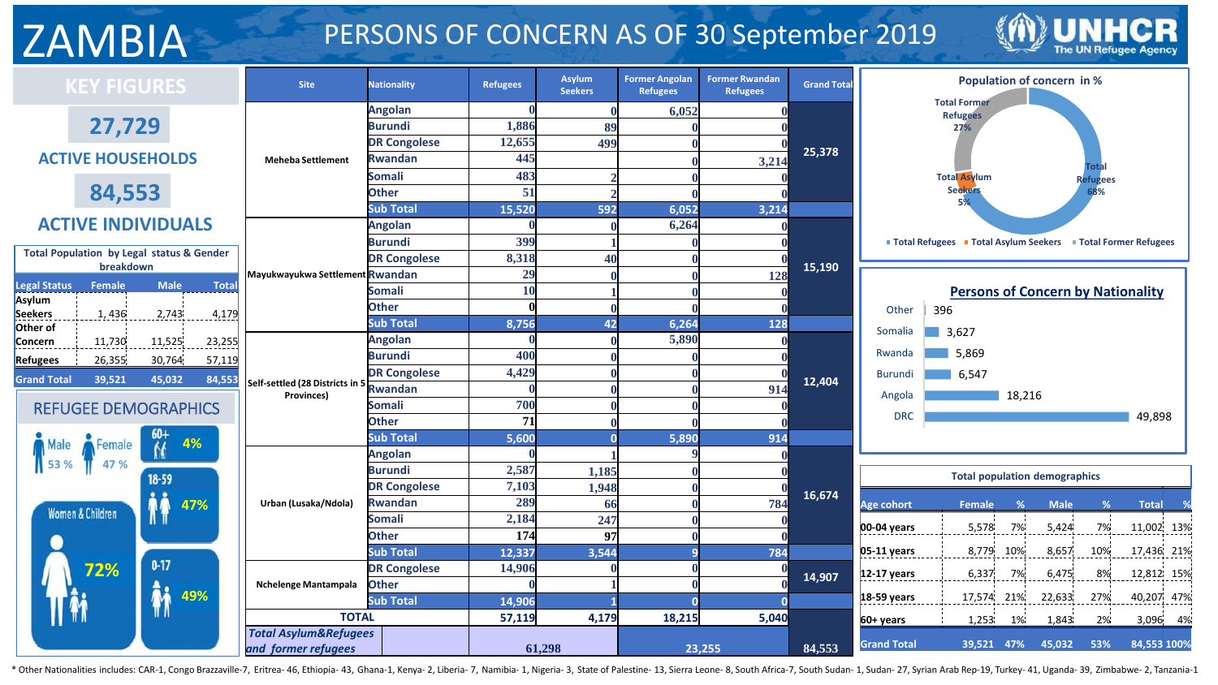# ZAMBIA

## PERSONS OF CONCERN AS OF 30 September 2019

UNHCR The UN Refugee Agency

### KEY FIGURES

**27,729**

**ACTIVE HOUSEHOLDS**

**84,553**

**ACTIVE INDIVIDUALS**

**Total Population by Legal status & Gender breakdown**

| Legal Status | Female | Male | Total |
|---|---|---|---|
| Asylum Seekers | 1, 436 | 2,743 | 4,179 |
| Other of Concern | 11,730 | 11,525 | 23,255 |
| Refugees | 26,355 | 30,764 | 57,119 |
| Grand Total | 39,521 | 45,032 | 84,553 |

### REFUGEE DEMOGRAPHICS

- Male 53 %
- Female 47 %
- Women & Children 72%
- 60+ 4%
- 18-59 47%
- 0-17 49%

| Site | Nationality | Refugees | Asylum Seekers | Former Angolan Refugees | Former Rwandan Refugees | Grand Total |
|---|---|---|---|---|---|---|
| Meheba Settlement | Angolan | 0 | 0 | 6,052 | 0 | 25,378 |
| | Burundi | 1,886 | 89 | 0 | 0 | |
| | DR Congolese | 12,655 | 499 | 0 | 0 | |
| | Rwandan | 445 | | 0 | 3,214 | |
| | Somali | 483 | 2 | 0 | 0 | |
| | Other | 51 | 2 | 0 | 0 | |
| | Sub Total | 15,520 | 592 | 6,052 | 3,214 | |
| Mayukwayukwa Settlement | Angolan | 0 | 0 | 6,264 | 0 | 15,190 |
| | Burundi | 399 | 1 | 0 | 0 | |
| | DR Congolese | 8,318 | 40 | 0 | 0 | |
| | Rwandan | 29 | 0 | 0 | 128 | |
| | Somali | 10 | 1 | 0 | 0 | |
| | Other | 0 | 0 | 0 | 0 | |
| | Sub Total | 8,756 | 42 | 6,264 | 128 | |
| Self-settled (28 Districts in 5 Provinces) | Angolan | 0 | 0 | 5,890 | 0 | 12,404 |
| | Burundi | 400 | 0 | 0 | 0 | |
| | DR Congolese | 4,429 | 0 | 0 | 0 | |
| | Rwandan | 0 | 0 | 0 | 914 | |
| | Somali | 700 | 0 | 0 | 0 | |
| | Other | 71 | 0 | 0 | 0 | |
| | Sub Total | 5,600 | 0 | 5,890 | 914 | |
| Urban (Lusaka/Ndola) | Angolan | 0 | 1 | 9 | 0 | 16,674 |
| | Burundi | 2,587 | 1,185 | 0 | 0 | |
| | DR Congolese | 7,103 | 1,948 | 0 | 0 | |
| | Rwandan | 289 | 66 | 0 | 784 | |
| | Somali | 2,184 | 247 | 0 | 0 | |
| | Other | 174 | 97 | 0 | 0 | |
| | Sub Total | 12,337 | 3,544 | 9 | 784 | |
| Nchelenge Mantampala | DR Congolese | 14,906 | 0 | 0 | 0 | 14,907 |
| | Other | 0 | 1 | 0 | 0 | |
| | Sub Total | 14,906 | 1 | 0 | 0 | |
| TOTAL | | 57,119 | 4,179 | 18,215 | 5,040 | |
| *Total Asylum&Refugees and former refugees* | | 61,298 | | 23,255 | | 84,553 |

**Population of concern in %**

- Total Refugees 68%
- Total Asylum Seekers 5%
- Total Former Refugees 27%

**Persons of Concern by Nationality**

| Nationality | Persons |
|---|---|
| Other | 396 |
| Somalia | 3,627 |
| Rwanda | 5,869 |
| Burundi | 6,547 |
| Angola | 18,216 |
| DRC | 49,898 |

**Total population demographics**

| Age cohort | Female | % | Male | % | Total | % |
|---|---|---|---|---|---|---|
| 00-04 years | 5,578 | 7% | 5,424 | 7% | 11,002 | 13% |
| 05-11 years | 8,779 | 10% | 8,657 | 10% | 17,436 | 21% |
| 12-17 years | 6,337 | 7% | 6,475 | 8% | 12,812 | 15% |
| 18-59 years | 17,574 | 21% | 22,633 | 27% | 40,207 | 47% |
| 60+ years | 1,253 | 1% | 1,843 | 2% | 3,096 | 4% |
| Grand Total | 39,521 | 47% | 45,032 | 53% | 84,553 | 100% |

\* Other Nationalities includes: CAR-1, Congo Brazzaville-7, Eritrea- 46, Ethiopia- 43, Ghana-1, Kenya- 2, Liberia- 7, Namibia- 1, Nigeria- 3, State of Palestine- 13, Sierra Leone- 8, South Africa-7, South Sudan- 1, Sudan- 27, Syrian Arab Rep-19, Turkey- 41, Uganda- 39, Zimbabwe- 2, Tanzania-1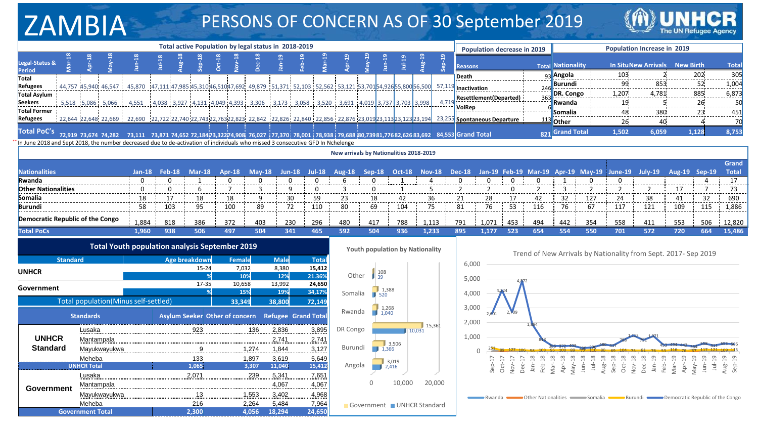# ZAMBIA

## PERSONS OF CONCERN AS OF 30 September 2019

UNHCR The UN Refugee Agency

### Total active Population by legal status in 2018-2019

| Legal-Status & Period | Mar-18 | Apr-18 | May-18 | Jun-18 | Jul-18 | Aug-18 | Sep-18 | Oct-18 | Nov-18 | Dec-18 | Jan-19 | Feb-19 | Mar-19 | Apr-19 | May-19 | Jun-19 | Jul-19 | Aug-19 | Sep-19 |
|---|---|---|---|---|---|---|---|---|---|---|---|---|---|---|---|---|---|---|---|
| Total Refugees | 44,757 | 45,940 | 46,547 | 45,870 | 47,111 | 47,985 | 45,310 | 46,510 | 47,692 | 49,879 | 51,371 | 52,103 | 52,562 | 53,121 | 53,701 | 54,926 | 55,800 | 56,500 | 57,119 |
| Total Asylum Seekers | 5,518 | 5,086 | 5,066 | 4,551 | 4,038 | 3,927 | 4,131 | 4,049 | 4,393 | 3,306 | 3,173 | 3,058 | 3,520 | 3,691 | 4,019 | 3,737 | 3,703 | 3,998 | 4,719 |
| Total Former Refugees | 22,644 | 22,648 | 22,669 | 22,690 | 22,722 | 22,740 | 22,743 | 22,763 | 22,823 | 22,842 | 22,826 | 22,840 | 22,856 | 22,876 | 23,019 | 23,113 | 23,123 | 23,194 | 23,255 |
| Total PoC's | 72,919 | 73,674 | 74,282 | 73,111 | 73,871 | 74,652 | 72,184 | 73,322 | 74,908 | 76,027 | 77,370 | 78,001 | 78,938 | 79,688 | 80,739 | 81,776 | 82,626 | 83,692 | 84,553 |

** In June 2018 and Sept 2018, the number decreased due to de-activation of individuals who missed 3 consecutive GFD In Nchelenge

### Population decrease in 2019

| Reasons | Total |
|---|---|
| Death | 93 |
| Inactivation | 246 |
| Resettlement(Departed) | 363 |
| VolRep | 6 |
| Spontaneous Departure | 113 |
| Grand Total | 821 |

### Population Increase in 2019

| Nationality | In Situ | New Arrivals | New Birth | Total |
|---|---|---|---|---|
| Angola | 103 | 2 | 202 | 305 |
| Burundi | 99 | 853 | 52 | 1,004 |
| DR. Congo | 1,207 | 4,781 | 885 | 6,873 |
| Rwanda | 19 | 5 | 26 | 50 |
| Somalia | 48 | 380 | 23 | 451 |
| Other | 26 | 40 | 4 | 70 |
| Grand Total | 1,502 | 6,059 | 1,128 | 8,753 |

### New arrivals by Nationalities 2018-2019

| Nationalities | Jan-18 | Feb-18 | Mar-18 | Apr-18 | May-18 | Jun-18 | Jul-18 | Aug-18 | Sep-18 | Oct-18 | Nov-18 | Dec-18 | Jan-19 | Feb-19 | Mar-19 | Apr-19 | May-19 | June-19 | July-19 | Aug-19 | Sep-19 | Grand Total |
|---|---|---|---|---|---|---|---|---|---|---|---|---|---|---|---|---|---|---|---|---|---|---|
| Rwanda | 0 | 0 | 1 | 0 | 0 | 0 | 0 | 6 | 0 | 1 | 4 | 0 | 0 | 0 | 0 | 1 | 0 | 0 | | | 4 | 17 |
| Other Nationalities | 0 | 0 | 6 | 7 | 3 | 9 | 0 | 3 | 0 | 1 | 5 | 2 | 2 | 0 | 2 | 3 | 2 | 2 | 2 | 17 | 7 | 73 |
| Somalia | 18 | 17 | 18 | 18 | 9 | 30 | 59 | 23 | 18 | 42 | 36 | 21 | 28 | 17 | 42 | 32 | 127 | 24 | 38 | 41 | 32 | 690 |
| Burundi | 58 | 103 | 95 | 100 | 89 | 72 | 110 | 80 | 69 | 104 | 75 | 81 | 76 | 53 | 116 | 76 | 67 | 117 | 121 | 109 | 115 | 1,886 |
| Democratic Republic of the Congo | 1,884 | 818 | 386 | 372 | 403 | 230 | 296 | 480 | 417 | 788 | 1,113 | 791 | 1,071 | 453 | 494 | 442 | 354 | 558 | 411 | 553 | 506 | 12,820 |
| Total PoCs | 1,960 | 938 | 506 | 497 | 504 | 341 | 465 | 592 | 504 | 936 | 1,233 | 895 | 1,177 | 523 | 654 | 554 | 550 | 701 | 572 | 720 | 664 | 15,486 |

### Total Youth population analysis September 2019

| Standard | Age breakdown | Female | Male | Total |
|---|---|---|---|---|
| UNHCR | 15-24 | 7,032 | 8,380 | 15,412 |
| | % | 10% | 12% | 21.36% |
| Government | 17-35 | 10,658 | 13,992 | 24,650 |
| | % | 15% | 19% | 34.17% |
| Total population(Minus self-settled) | | 33,349 | 38,800 | 72,149 |

| Standards | | Asylum Seeker | Other of concern | Refugee | Grand Total |
|---|---|---|---|---|---|
| UNHCR Standard | Lusaka | 923 | 136 | 2,836 | 3,895 |
| | Mantampala | | | 2,741 | 2,741 |
| | Mayukwayukwa | 9 | 1,274 | 1,844 | 3,127 |
| | Meheba | 133 | 1,897 | 3,619 | 5,649 |
| UNHCR Total | | 1,065 | 3,307 | 11,040 | 15,412 |
| Government | Lusaka | 2,071 | 239 | 5,341 | 7,651 |
| | Mantampala | | | 4,067 | 4,067 |
| | Mayukwayukwa | 13 | 1,553 | 3,402 | 4,968 |
| | Meheba | 216 | 2,264 | 5,484 | 7,964 |
| Government Total | | 2,300 | 4,056 | 18,294 | 24,650 |

### Youth population by Nationality

| Nationality | Government | UNHCR Standard |
|---|---|---|
| Other | 108 | 39 |
| Somalia | 1,388 | 520 |
| Rwanda | 1,268 | 1,040 |
| DR Congo | 15,361 | 10,031 |
| Burundi | 3,506 | 1,366 |
| Angola | 3,019 | 2,416 |

### Trend of New Arrivals by Nationality from Sept. 2017- Sep 2019

Legend: Rwanda, Other Nationalities, Somalia, Burundi, Democratic Republic of the Congo

Democratic Republic of the Congo: Sep-17 2,601; Oct-17 4,324; Nov-17 2,709; Dec-17 4,872; Jan-18 1,884; Feb-18 818; Mar-18 386; Apr-18 372; May-18 403; Jun-18 230; Jul-18 296; Aug-18 480; Sep-18 417; Oct-18 788; Nov-18 1,113; Dec-18 791; Jan-19 1,071; Feb-19 453; Mar-19 494; Apr-19 442; May-19 354; Jun-19 558; Jul-19 411; Aug-19 553; Sep-19 506

Burundi: Sep-17 251; Oct-17 89; Nov-17 127; Dec-17 106; Jan-18 58; Feb-18 103; Mar-18 95; Apr-18 100; May-18 89; Jun-18 72; Jul-18 110; Aug-18 80; Sep-18 69; Oct-18 104; Nov-18 75; Dec-18 81; Jan-19 76; Feb-19 53; Mar-19 116; Apr-19 76; May-19 67; Jun-19 117; Jul-19 121; Aug-19 109; Sep-19 115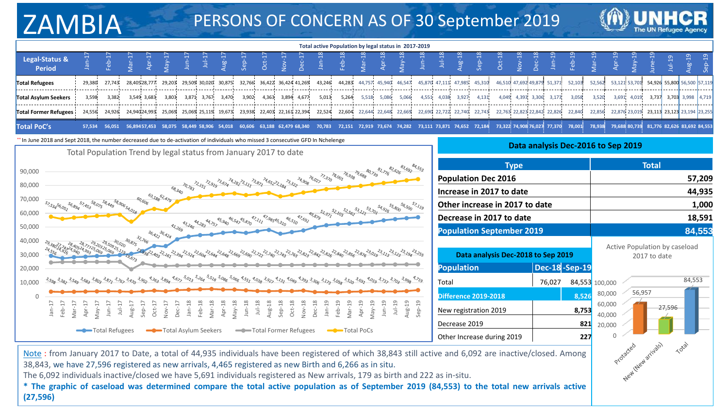# ZAMBIA

## PERSONS OF CONCERN AS OF 30 September 2019

UNHCR The UN Refugee Agency

**Total active Population by legal status in 2017-2019**

| Legal-Status & Period | Jan-17 | Feb-17 | Mar-17 | Apr-17 | May-17 | Jun-17 | Jul-17 | Aug-17 | Sep-17 | Oct-17 | Nov-17 | Dec-17 | Jan-18 | Feb-18 | Mar-18 | Apr-18 | May-18 | Jun-18 | Jul-18 | Aug-18 | Sep-18 | Oct-18 | Nov-18 | Dec-18 | Jan-19 | Feb-19 | Mar-19 | Apr-19 | May-19 | June-19 | Jul-19 | Aug-19 | Sep-19 |
|---|---|---|---|---|---|---|---|---|---|---|---|---|---|---|---|---|---|---|---|---|---|---|---|---|---|---|---|---|---|---|---|---|---|
| Total Refugees | 29,380 | 27,743 | 28,405 | 28,777 | 29,203 | 29,509 | 30,020 | 30,875 | 32,766 | 36,422 | 36,424 | 41,269 | 43,246 | 44,283 | 44,757 | 45,940 | 46,547 | 45,870 | 47,111 | 47,985 | 45,310 | 46,510 | 47,692 | 49,879 | 51,371 | 52,103 | 52,562 | 53,121 | 53,701 | 54,926 | 55,800 | 56,500 | 57,119 |
| Total Asylum Seekers | 3,598 | 3,382 | 3,549 | 3,683 | 3,803 | 3,871 | 3,767 | 3,470 | 3,902 | 4,363 | 3,894 | 4,677 | 5,013 | 5,264 | 5,518 | 5,086 | 5,066 | 4,551 | 4,038 | 3,927 | 4,131 | 4,049 | 4,393 | 3,306 | 3,173 | 3,058 | 3,520 | 3,691 | 4,019 | 3,737 | 3,703 | 3,998 | 4,719 |
| Total Former Refugees | 24,556 | 24,926 | 24,940 | 24,993 | 25,069 | 25,069 | 25,119 | 19,673 | 23,938 | 22,403 | 22,161 | 22,394 | 22,524 | 22,604 | 22,644 | 22,648 | 22,669 | 22,690 | 22,722 | 22,740 | 22,743 | 22,763 | 22,823 | 22,842 | 22,826 | 22,840 | 22,856 | 22,876 | 23,019 | 23,113 | 23,123 | 23,194 | 23,255 |
| Total PoC's | 57,534 | 56,051 | 56,894 | 57,453 | 58,075 | 58,449 | 58,906 | 54,018 | 60,606 | 63,188 | 62,479 | 68,340 | 70,783 | 72,151 | 72,919 | 73,674 | 74,282 | 73,111 | 73,871 | 74,652 | 72,184 | 73,322 | 74,908 | 76,027 | 77,370 | 78,001 | 78,938 | 79,688 | 80,739 | 81,776 | 82,626 | 83,692 | 84,553 |

** In June 2018 and Sept 2018, the number decreased due to de-activation of individuals who missed 3 consecutive GFD In Nchelenge

Total Population Trend by legal status from January 2017 to date

Total Refugees — Total Asylum Seekers — Total Former Refugees — Total PoCs

### Data analysis Dec-2016 to Sep 2019

| Type | Total |
|---|---|
| Population Dec 2016 | 57,209 |
| Increase in 2017 to date | 44,935 |
| Other increase in 2017 to date | 1,000 |
| Decrease in 2017 to date | 18,591 |
| Population September 2019 | 84,553 |

### Data analysis Dec-2018 to Sep 2019

| Population | Dec-18 | -Sep-19 |
|---|---|---|
| Total | 76,027 | 84,553 |
| Difference 2019-2018 | | 8,526 |
| New registration 2019 | | 8,753 |
| Decrease 2019 | | 821 |
| Other Increase during 2019 | | 227 |

Active Population by caseload 2017 to date

Protracted: 56,957
New (New arrivals): 27,596
Total: 84,553

Note : from January 2017 to Date, a total of 44,935 individuals have been registered of which 38,843 still active and 6,092 are inactive/closed. Among 38,843, we have 27,596 registered as new arrivals, 4,465 registered as new Birth and 6,266 as in situ.
The 6,092 individuals inactive/closed we have 5,691 individuals registered as New arrivals, 179 as birth and 222 as in-situ.

**\* The graphic of caseload was determined compare the total active population as of September 2019 (84,553) to the total new arrivals active (27,596)**